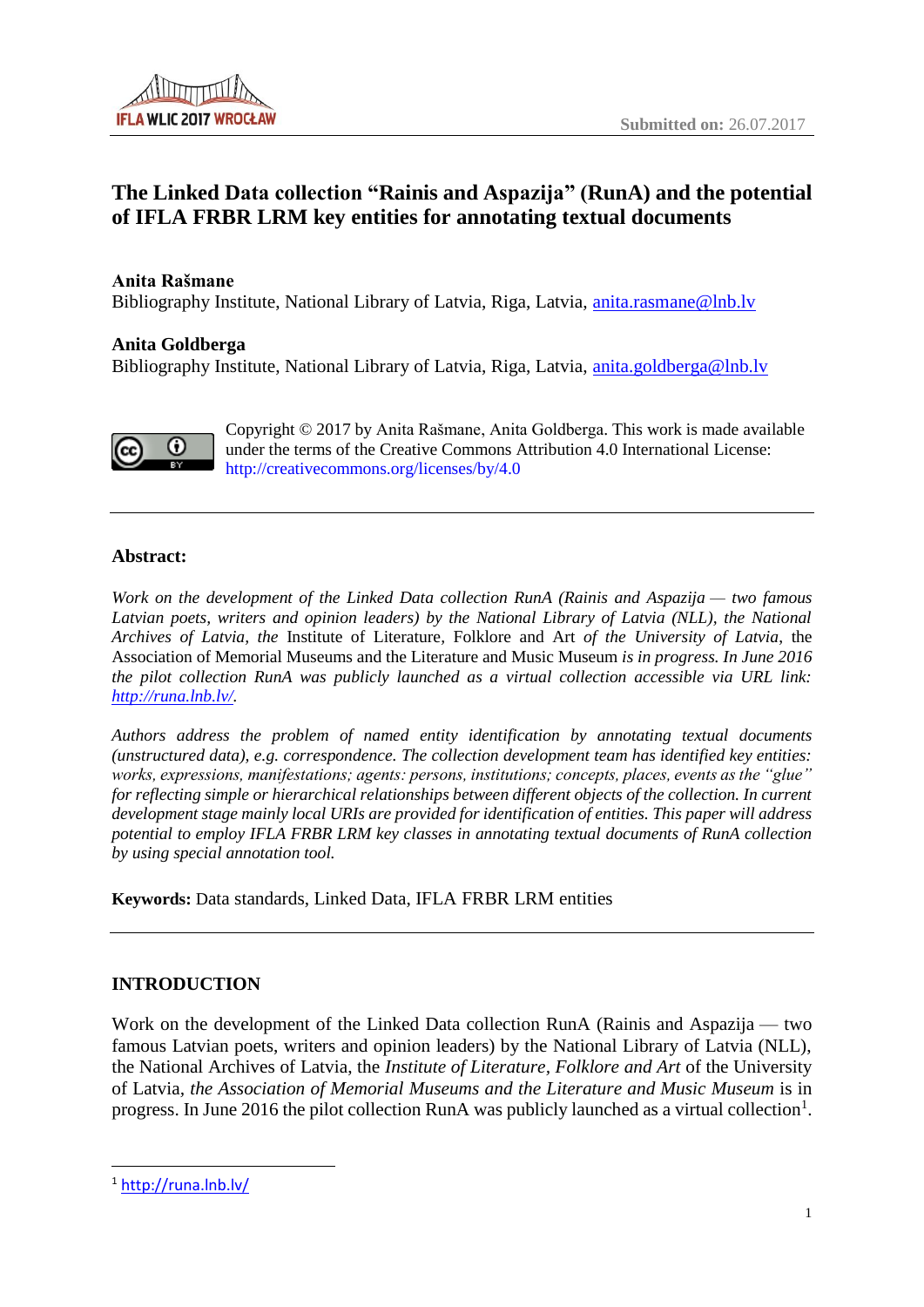Submitted on: 26.07.2017

# The Linked Data collection "Rainis and Aspazija" (RunA) and the potential of IFLA FRBR LRM key entities for annotating textual documents

**Anita Rašmane**
Bibliography Institute, National Library of Latvia, Riga, Latvia, anita.rasmane@lnb.lv

**Anita Goldberga**
Bibliography Institute, National Library of Latvia, Riga, Latvia, anita.goldberga@lnb.lv

Copyright © 2017 by Anita Rašmane, Anita Goldberga. This work is made available under the terms of the Creative Commons Attribution 4.0 International License: http://creativecommons.org/licenses/by/4.0

---

**Abstract:**

*Work on the development of the Linked Data collection RunA (Rainis and Aspazija — two famous Latvian poets, writers and opinion leaders) by the National Library of Latvia (NLL), the National Archives of Latvia, the* Institute of Literature, Folklore and Art *of the University of Latvia,* the Association of Memorial Museums and the Literature and Music Museum *is in progress. In June 2016 the pilot collection RunA was publicly launched as a virtual collection accessible via URL link: http://runa.lnb.lv/.*

*Authors address the problem of named entity identification by annotating textual documents (unstructured data), e.g. correspondence. The collection development team has identified key entities: works, expressions, manifestations; agents: persons, institutions; concepts, places, events as the "glue" for reflecting simple or hierarchical relationships between different objects of the collection. In current development stage mainly local URIs are provided for identification of entities. This paper will address potential to employ IFLA FRBR LRM key classes in annotating textual documents of RunA collection by using special annotation tool.*

**Keywords:** Data standards, Linked Data, IFLA FRBR LRM entities

---

## INTRODUCTION

Work on the development of the Linked Data collection RunA (Rainis and Aspazija — two famous Latvian poets, writers and opinion leaders) by the National Library of Latvia (NLL), the National Archives of Latvia, the *Institute of Literature, Folklore and Art* of the University of Latvia, *the Association of Memorial Museums and the Literature and Music Museum* is in progress. In June 2016 the pilot collection RunA was publicly launched as a virtual collection[1].

[1] http://runa.lnb.lv/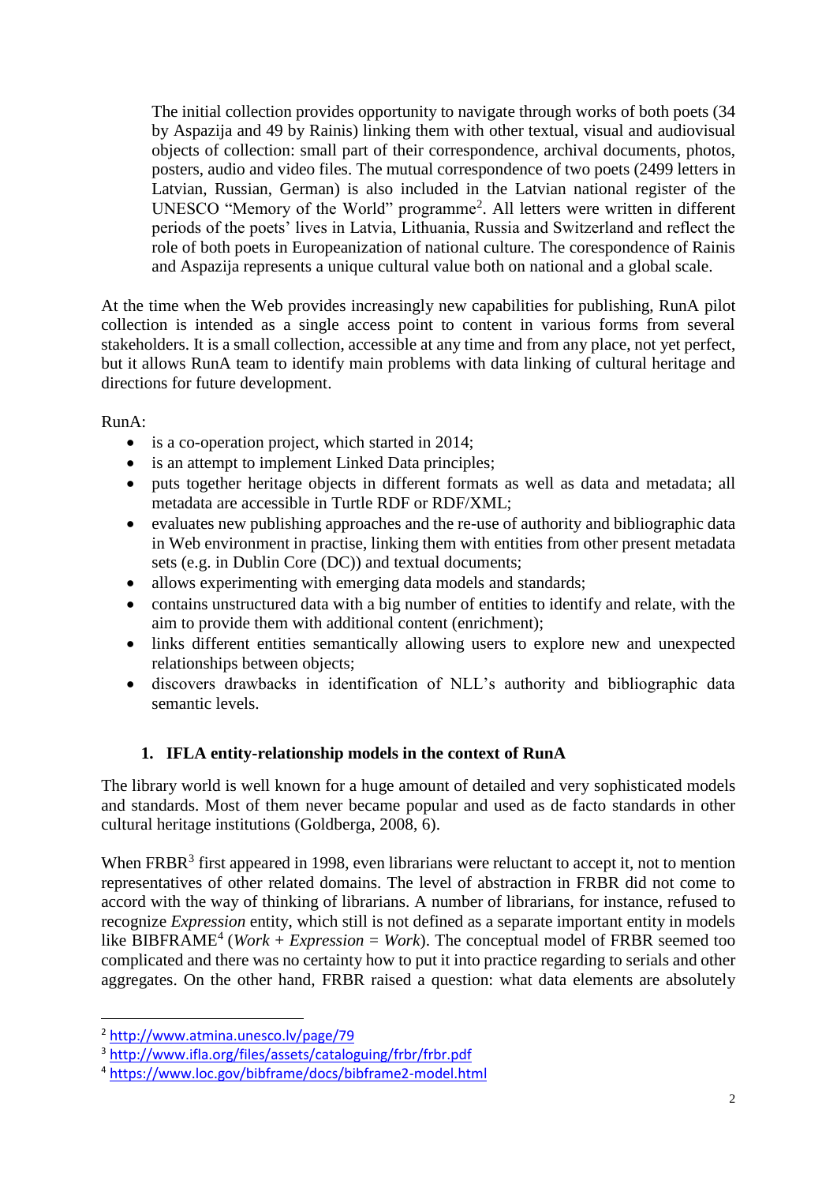The initial collection provides opportunity to navigate through works of both poets (34 by Aspazija and 49 by Rainis) linking them with other textual, visual and audiovisual objects of collection: small part of their correspondence, archival documents, photos, posters, audio and video files. The mutual correspondence of two poets (2499 letters in Latvian, Russian, German) is also included in the Latvian national register of the UNESCO "Memory of the World" programme[2]. All letters were written in different periods of the poets' lives in Latvia, Lithuania, Russia and Switzerland and reflect the role of both poets in Europeanization of national culture. The corespondence of Rainis and Aspazija represents a unique cultural value both on national and a global scale.

At the time when the Web provides increasingly new capabilities for publishing, RunA pilot collection is intended as a single access point to content in various forms from several stakeholders. It is a small collection, accessible at any time and from any place, not yet perfect, but it allows RunA team to identify main problems with data linking of cultural heritage and directions for future development.

RunA:

- is a co-operation project, which started in 2014;
- is an attempt to implement Linked Data principles;
- puts together heritage objects in different formats as well as data and metadata; all metadata are accessible in Turtle RDF or RDF/XML;
- evaluates new publishing approaches and the re-use of authority and bibliographic data in Web environment in practise, linking them with entities from other present metadata sets (e.g. in Dublin Core (DC)) and textual documents;
- allows experimenting with emerging data models and standards;
- contains unstructured data with a big number of entities to identify and relate, with the aim to provide them with additional content (enrichment);
- links different entities semantically allowing users to explore new and unexpected relationships between objects;
- discovers drawbacks in identification of NLL's authority and bibliographic data semantic levels.

## 1. IFLA entity-relationship models in the context of RunA

The library world is well known for a huge amount of detailed and very sophisticated models and standards. Most of them never became popular and used as de facto standards in other cultural heritage institutions (Goldberga, 2008, 6).

When FRBR[3] first appeared in 1998, even librarians were reluctant to accept it, not to mention representatives of other related domains. The level of abstraction in FRBR did not come to accord with the way of thinking of librarians. A number of librarians, for instance, refused to recognize *Expression* entity, which still is not defined as a separate important entity in models like BIBFRAME[4] (*Work* + *Expression* = *Work*). The conceptual model of FRBR seemed too complicated and there was no certainty how to put it into practice regarding to serials and other aggregates. On the other hand, FRBR raised a question: what data elements are absolutely

---

[2] http://www.atmina.unesco.lv/page/79

[3] http://www.ifla.org/files/assets/cataloguing/frbr/frbr.pdf

[4] https://www.loc.gov/bibframe/docs/bibframe2-model.html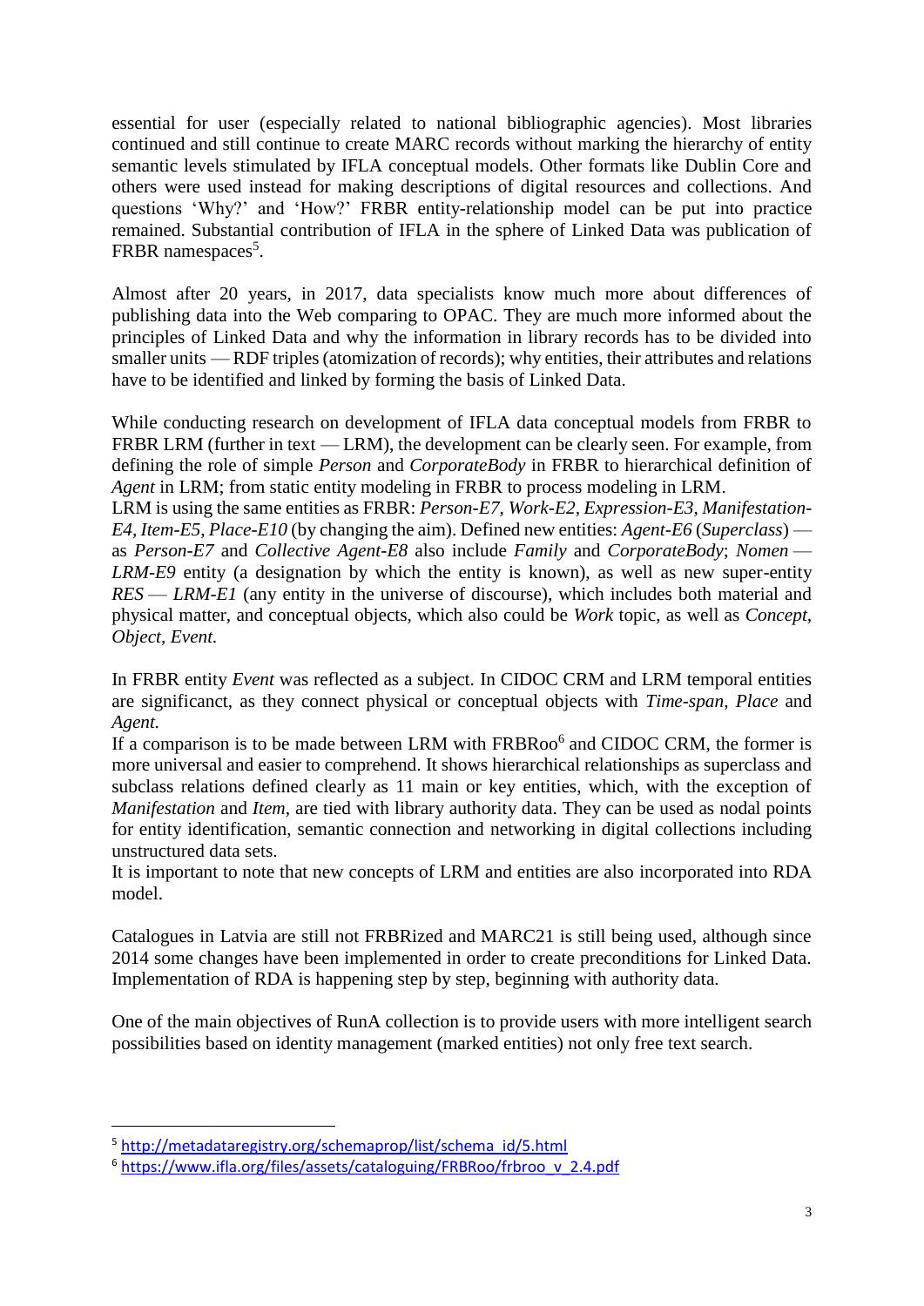essential for user (especially related to national bibliographic agencies). Most libraries continued and still continue to create MARC records without marking the hierarchy of entity semantic levels stimulated by IFLA conceptual models. Other formats like Dublin Core and others were used instead for making descriptions of digital resources and collections. And questions 'Why?' and 'How?' FRBR entity-relationship model can be put into practice remained. Substantial contribution of IFLA in the sphere of Linked Data was publication of FRBR namespaces[5].

Almost after 20 years, in 2017, data specialists know much more about differences of publishing data into the Web comparing to OPAC. They are much more informed about the principles of Linked Data and why the information in library records has to be divided into smaller units — RDF triples (atomization of records); why entities, their attributes and relations have to be identified and linked by forming the basis of Linked Data.

While conducting research on development of IFLA data conceptual models from FRBR to FRBR LRM (further in text — LRM), the development can be clearly seen. For example, from defining the role of simple *Person* and *CorporateBody* in FRBR to hierarchical definition of *Agent* in LRM; from static entity modeling in FRBR to process modeling in LRM.
LRM is using the same entities as FRBR: *Person-E7, Work-E2, Expression-E3, Manifestation-E4, Item-E5, Place-E10* (by changing the aim). Defined new entities: *Agent-E6* (*Superclass*) — as *Person-E7* and *Collective Agent-E8* also include *Family* and *CorporateBody*; *Nomen* — *LRM-E9* entity (a designation by which the entity is known), as well as new super-entity *RES* — *LRM-E1* (any entity in the universe of discourse), which includes both material and physical matter, and conceptual objects, which also could be *Work* topic, as well as *Concept, Object, Event.*

In FRBR entity *Event* was reflected as a subject. In CIDOC CRM and LRM temporal entities are significanct, as they connect physical or conceptual objects with *Time-span*, *Place* and *Agent*.
If a comparison is to be made between LRM with FRBRoo[6] and CIDOC CRM, the former is more universal and easier to comprehend. It shows hierarchical relationships as superclass and subclass relations defined clearly as 11 main or key entities, which, with the exception of *Manifestation* and *Item*, are tied with library authority data. They can be used as nodal points for entity identification, semantic connection and networking in digital collections including unstructured data sets.
It is important to note that new concepts of LRM and entities are also incorporated into RDA model.

Catalogues in Latvia are still not FRBRized and MARC21 is still being used, although since 2014 some changes have been implemented in order to create preconditions for Linked Data. Implementation of RDA is happening step by step, beginning with authority data.

One of the main objectives of RunA collection is to provide users with more intelligent search possibilities based on identity management (marked entities) not only free text search.

---

[5] http://metadataregistry.org/schemaprop/list/schema_id/5.html

[6] https://www.ifla.org/files/assets/cataloguing/FRBRoo/frbroo_v_2.4.pdf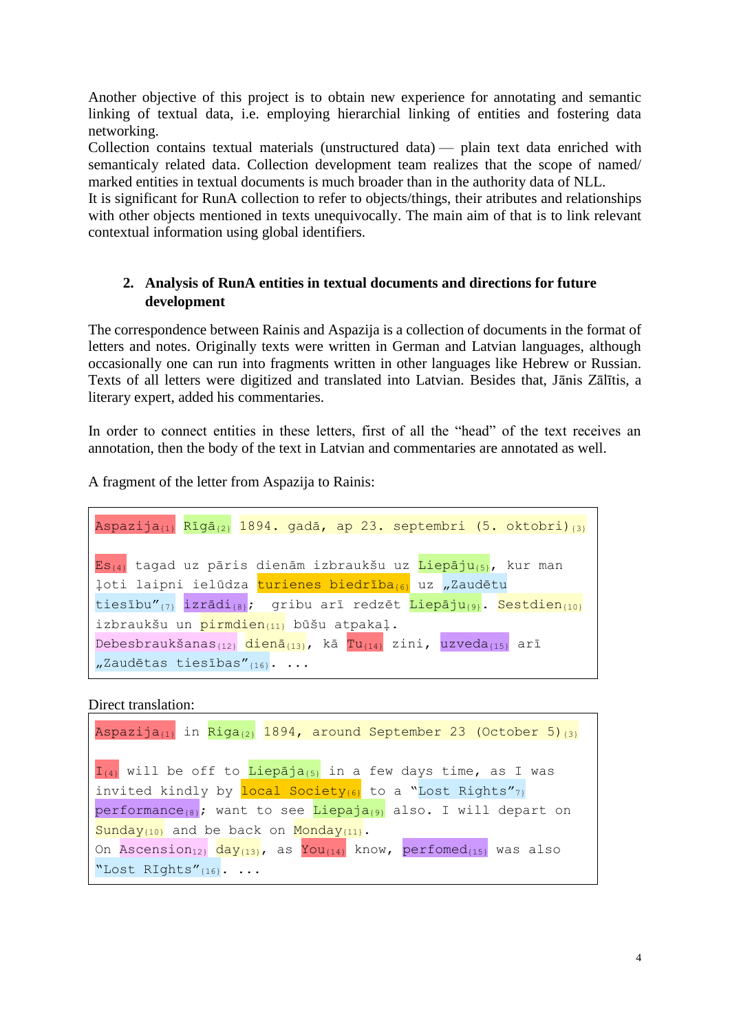Another objective of this project is to obtain new experience for annotating and semantic linking of textual data, i.e. employing hierarchial linking of entities and fostering data networking.
Collection contains textual materials (unstructured data) — plain text data enriched with semanticaly related data. Collection development team realizes that the scope of named/ marked entities in textual documents is much broader than in the authority data of NLL.
It is significant for RunA collection to refer to objects/things, their atributes and relationships with other objects mentioned in texts unequivocally. The main aim of that is to link relevant contextual information using global identifiers.

## 2. Analysis of RunA entities in textual documents and directions for future development

The correspondence between Rainis and Aspazija is a collection of documents in the format of letters and notes. Originally texts were written in German and Latvian languages, although occasionally one can run into fragments written in other languages like Hebrew or Russian. Texts of all letters were digitized and translated into Latvian. Besides that, Jānis Zālītis, a literary expert, added his commentaries.

In order to connect entities in these letters, first of all the "head" of the text receives an annotation, then the body of the text in Latvian and commentaries are annotated as well.

A fragment of the letter from Aspazija to Rainis:

```
Aspazija{1} Rīgā{2} 1894. gadā, ap 23. septembri (5. oktobri){3}

Es{4} tagad uz pāris dienām izbraukšu uz Liepāju{5}, kur man
ļoti laipni ielūdza turienes biedrība{6} uz „Zaudētu
tiesību"{7} izrādi{8}; gribu arī redzēt Liepāju{9}. Sestdien{10}
izbraukšu un pirmdien{11} būšu atpakaļ.
Debesbraukšanas{12} dienā{13}, kā Tu{14} zini, uzveda{15} arī
„Zaudētas tiesības"{16}. ...
```

Direct translation:

```
Aspazija{1} in Riga{2} 1894, around September 23 (October 5){3}

I{4} will be off to Liepāja{5} in a few days time, as I was
invited kindly by local Society{6} to a "Lost Rights"{7}
performance{8}; want to see Liepaja{9} also. I will depart on
Sunday{10} and be back on Monday{11}.
On Ascension{12} day{13}, as You{14} know, perfomed{15} was also
"Lost RIghts"{16}. ...
```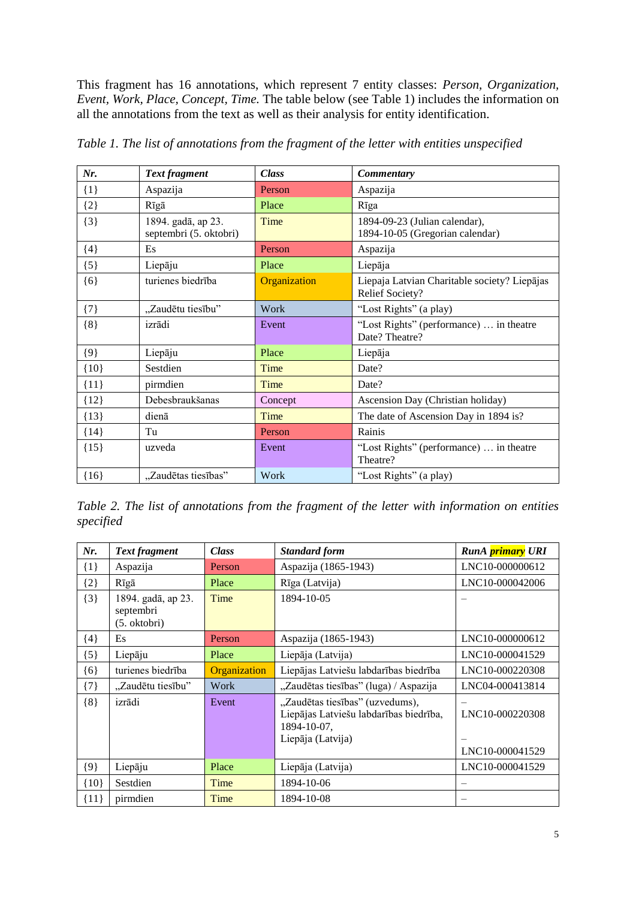This fragment has 16 annotations, which represent 7 entity classes: *Person*, *Organization*, *Event*, *Work*, *Place*, *Concept*, *Time*. The table below (see Table 1) includes the information on all the annotations from the text as well as their analysis for entity identification.

*Table 1. The list of annotations from the fragment of the letter with entities unspecified*

| ***Nr.*** | ***Text fragment*** | ***Class*** | ***Commentary*** |
|---|---|---|---|
| {1} | Aspazija | Person | Aspazija |
| {2} | Rīgā | Place | Rīga |
| {3} | 1894. gadā, ap 23. septembri (5. oktobri) | Time | 1894-09-23 (Julian calendar), 1894-10-05 (Gregorian calendar) |
| {4} | Es | Person | Aspazija |
| {5} | Liepāju | Place | Liepāja |
| {6} | turienes biedrība | Organization | Liepaja Latvian Charitable society? Liepājas Relief Society? |
| {7} | „Zaudētu tiesību” | Work | “Lost Rights” (a play) |
| {8} | izrādi | Event | “Lost Rights” (performance) … in theatre Date? Theatre? |
| {9} | Liepāju | Place | Liepāja |
| {10} | Sestdien | Time | Date? |
| {11} | pirmdien | Time | Date? |
| {12} | Debesbraukšanas | Concept | Ascension Day (Christian holiday) |
| {13} | dienā | Time | The date of Ascension Day in 1894 is? |
| {14} | Tu | Person | Rainis |
| {15} | uzveda | Event | “Lost Rights” (performance) … in theatre Theatre? |
| {16} | „Zaudētas tiesības” | Work | “Lost Rights” (a play) |

*Table 2. The list of annotations from the fragment of the letter with information on entities specified*

| ***Nr.*** | ***Text fragment*** | ***Class*** | ***Standard form*** | ***RunA primary URI*** |
|---|---|---|---|---|
| {1} | Aspazija | Person | Aspazija (1865-1943) | LNC10-000000612 |
| {2} | Rīgā | Place | Rīga (Latvija) | LNC10-000042006 |
| {3} | 1894. gadā, ap 23. septembri (5. oktobri) | Time | 1894-10-05 | – |
| {4} | Es | Person | Aspazija (1865-1943) | LNC10-000000612 |
| {5} | Liepāju | Place | Liepāja (Latvija) | LNC10-000041529 |
| {6} | turienes biedrība | Organization | Liepājas Latviešu labdarības biedrība | LNC10-000220308 |
| {7} | „Zaudētu tiesību” | Work | „Zaudētas tiesības” (luga) / Aspazija | LNC04-000413814 |
| {8} | izrādi | Event | „Zaudētas tiesības” (uzvedums), Liepājas Latviešu labdarības biedrība, 1894-10-07, Liepāja (Latvija) | – LNC10-000220308 – LNC10-000041529 |
| {9} | Liepāju | Place | Liepāja (Latvija) | LNC10-000041529 |
| {10} | Sestdien | Time | 1894-10-06 | – |
| {11} | pirmdien | Time | 1894-10-08 | – |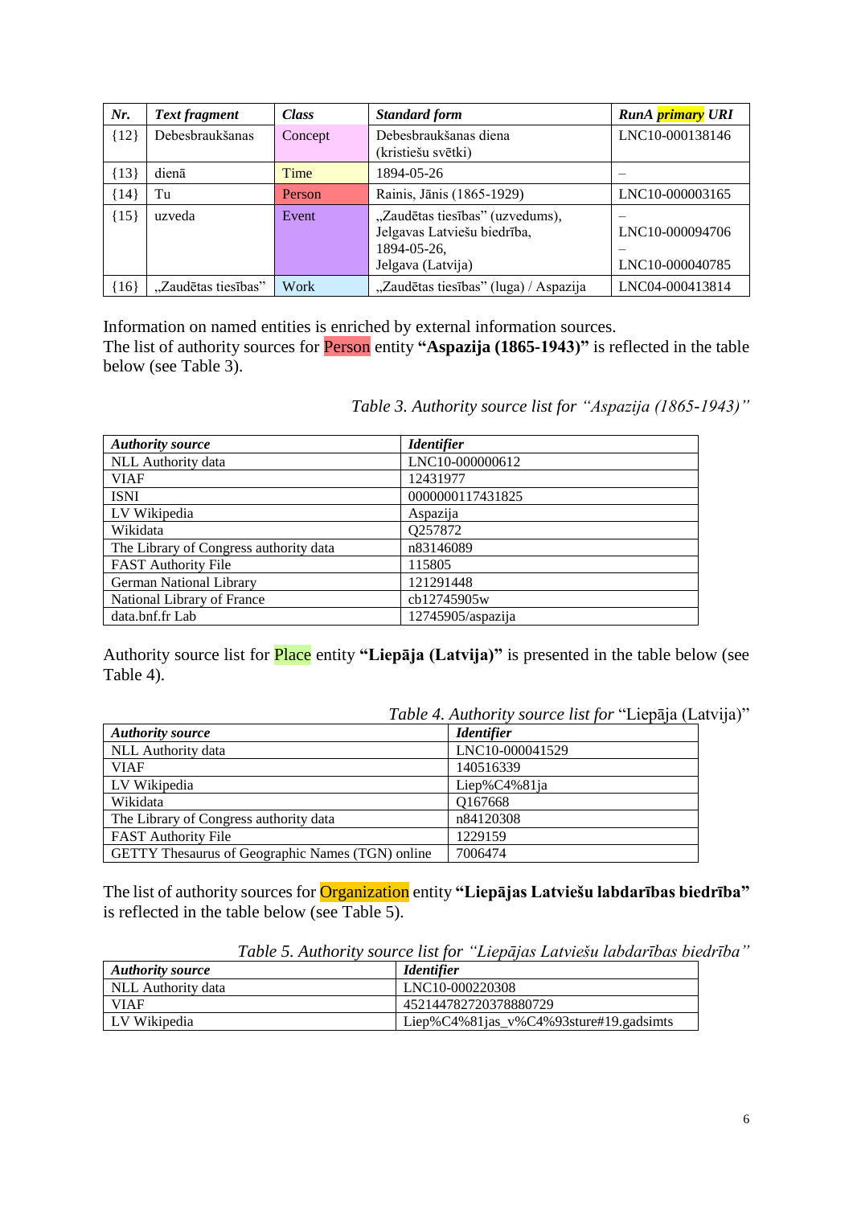| *Nr.* | *Text fragment* | *Class* | *Standard form* | *RunA primary URI* |
|---|---|---|---|---|
| {12} | Debesbraukšanas | Concept | Debesbraukšanas diena (kristiešu svētki) | LNC10-000138146 |
| {13} | dienā | Time | 1894-05-26 | – |
| {14} | Tu | Person | Rainis, Jānis (1865-1929) | LNC10-000003165 |
| {15} | uzveda | Event | „Zaudētas tiesības" (uzvedums), Jelgavas Latviešu biedrība, 1894-05-26, Jelgava (Latvija) | – LNC10-000094706 – LNC10-000040785 |
| {16} | „Zaudētas tiesības" | Work | „Zaudētas tiesības" (luga) / Aspazija | LNC04-000413814 |

Information on named entities is enriched by external information sources.
The list of authority sources for Person entity **"Aspazija (1865-1943)"** is reflected in the table below (see Table 3).

*Table 3. Authority source list for "Aspazija (1865-1943)"*

| *Authority source* | *Identifier* |
|---|---|
| NLL Authority data | LNC10-000000612 |
| VIAF | 12431977 |
| ISNI | 0000000117431825 |
| LV Wikipedia | Aspazija |
| Wikidata | Q257872 |
| The Library of Congress authority data | n83146089 |
| FAST Authority File | 115805 |
| German National Library | 121291448 |
| National Library of France | cb12745905w |
| data.bnf.fr Lab | 12745905/aspazija |

Authority source list for Place entity **"Liepāja (Latvija)"** is presented in the table below (see Table 4).

*Table 4. Authority source list for* "Liepāja (Latvija)"

| *Authority source* | *Identifier* |
|---|---|
| NLL Authority data | LNC10-000041529 |
| VIAF | 140516339 |
| LV Wikipedia | Liep%C4%81ja |
| Wikidata | Q167668 |
| The Library of Congress authority data | n84120308 |
| FAST Authority File | 1229159 |
| GETTY Thesaurus of Geographic Names (TGN) online | 7006474 |

The list of authority sources for Organization entity **"Liepājas Latviešu labdarības biedrība"** is reflected in the table below (see Table 5).

*Table 5. Authority source list for "Liepājas Latviešu labdarības biedrība"*

| *Authority source* | *Identifier* |
|---|---|
| NLL Authority data | LNC10-000220308 |
| VIAF | 452144782720378880729 |
| LV Wikipedia | Liep%C4%81jas_v%C4%93sture#19.gadsimts |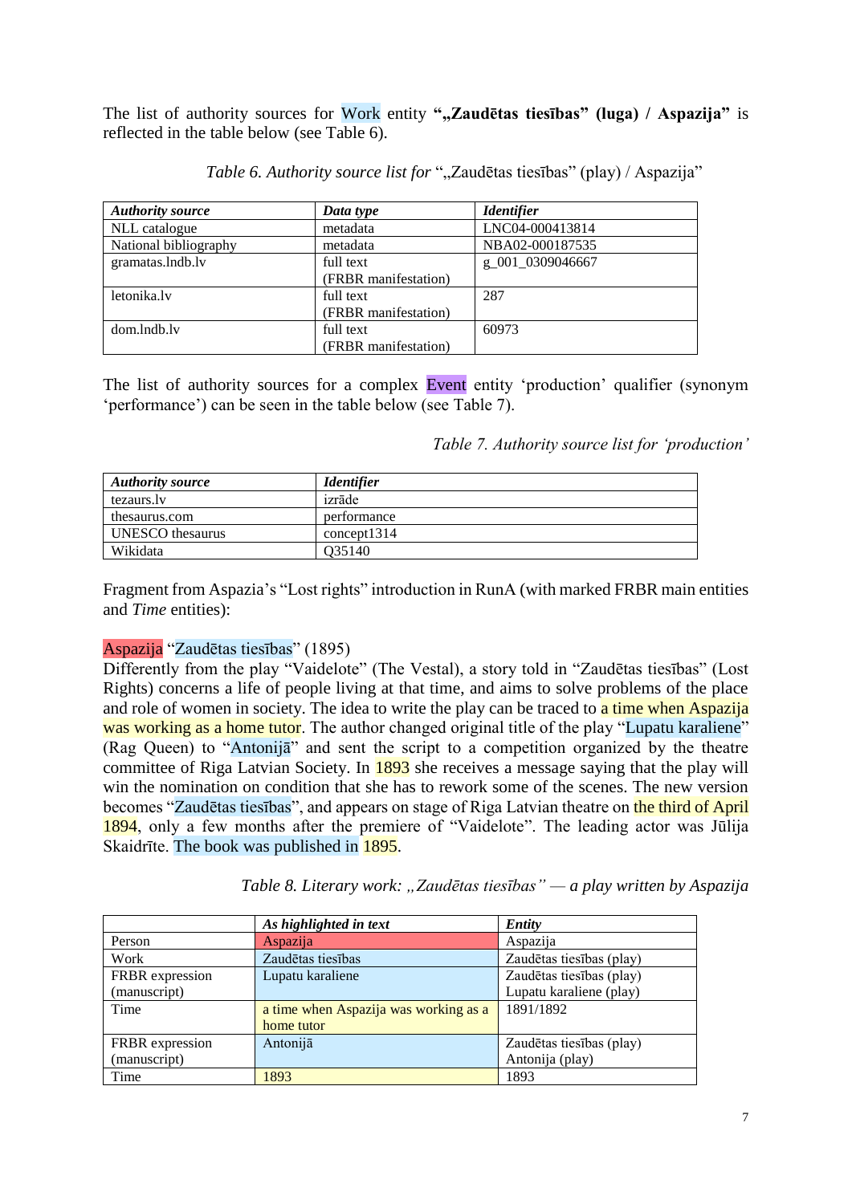The list of authority sources for Work entity **"„Zaudētas tiesības" (luga) / Aspazija"** is reflected in the table below (see Table 6).

*Table 6. Authority source list for* "„Zaudētas tiesības" (play) / Aspazija"

| ***Authority source*** | ***Data type*** | ***Identifier*** |
|---|---|---|
| NLL catalogue | metadata | LNC04-000413814 |
| National bibliography | metadata | NBA02-000187535 |
| gramatas.lndb.lv | full text (FRBR manifestation) | g_001_0309046667 |
| letonika.lv | full text (FRBR manifestation) | 287 |
| dom.lndb.lv | full text (FRBR manifestation) | 60973 |

The list of authority sources for a complex Event entity 'production' qualifier (synonym 'performance') can be seen in the table below (see Table 7).

*Table 7. Authority source list for 'production'*

| ***Authority source*** | ***Identifier*** |
|---|---|
| tezaurs.lv | izrāde |
| thesaurus.com | performance |
| UNESCO thesaurus | concept1314 |
| Wikidata | Q35140 |

Fragment from Aspazia's "Lost rights" introduction in RunA (with marked FRBR main entities and *Time* entities):

Aspazija "Zaudētas tiesības" (1895)
Differently from the play "Vaidelote" (The Vestal), a story told in "Zaudētas tiesības" (Lost Rights) concerns a life of people living at that time, and aims to solve problems of the place and role of women in society. The idea to write the play can be traced to a time when Aspazija was working as a home tutor. The author changed original title of the play "Lupatu karaliene" (Rag Queen) to "Antonijā" and sent the script to a competition organized by the theatre committee of Riga Latvian Society. In 1893 she receives a message saying that the play will win the nomination on condition that she has to rework some of the scenes. The new version becomes "Zaudētas tiesības", and appears on stage of Riga Latvian theatre on the third of April 1894, only a few months after the premiere of "Vaidelote". The leading actor was Jūlija Skaidrīte. The book was published in 1895.

*Table 8. Literary work: „Zaudētas tiesības" — a play written by Aspazija*

| | ***As highlighted in text*** | ***Entity*** |
|---|---|---|
| Person | Aspazija | Aspazija |
| Work | Zaudētas tiesības | Zaudētas tiesības (play) |
| FRBR expression (manuscript) | Lupatu karaliene | Zaudētas tiesības (play) Lupatu karaliene (play) |
| Time | a time when Aspazija was working as a home tutor | 1891/1892 |
| FRBR expression (manuscript) | Antonijā | Zaudētas tiesības (play) Antonija (play) |
| Time | 1893 | 1893 |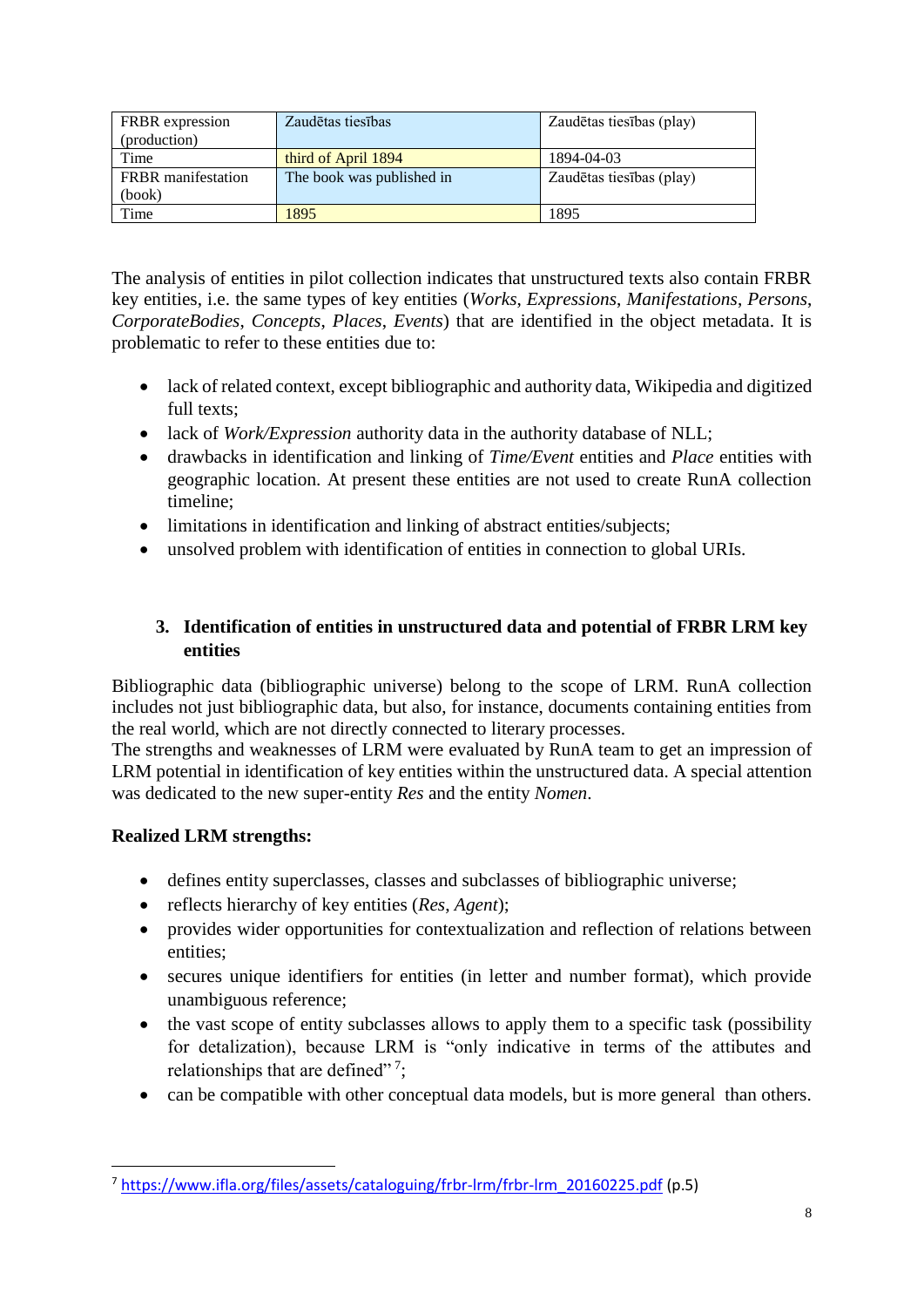| FRBR expression (production) | Zaudētas tiesības | Zaudētas tiesības (play) |
|---|---|---|
| Time | third of April 1894 | 1894-04-03 |
| FRBR manifestation (book) | The book was published in | Zaudētas tiesības (play) |
| Time | 1895 | 1895 |

The analysis of entities in pilot collection indicates that unstructured texts also contain FRBR key entities, i.e. the same types of key entities (*Works*, *Expressions*, *Manifestations*, *Persons*, *CorporateBodies*, *Concepts*, *Places*, *Events*) that are identified in the object metadata. It is problematic to refer to these entities due to:

- lack of related context, except bibliographic and authority data, Wikipedia and digitized full texts;
- lack of *Work/Expression* authority data in the authority database of NLL;
- drawbacks in identification and linking of *Time/Event* entities and *Place* entities with geographic location. At present these entities are not used to create RunA collection timeline;
- limitations in identification and linking of abstract entities/subjects;
- unsolved problem with identification of entities in connection to global URIs.

## 3. Identification of entities in unstructured data and potential of FRBR LRM key entities

Bibliographic data (bibliographic universe) belong to the scope of LRM. RunA collection includes not just bibliographic data, but also, for instance, documents containing entities from the real world, which are not directly connected to literary processes.
The strengths and weaknesses of LRM were evaluated by RunA team to get an impression of LRM potential in identification of key entities within the unstructured data. A special attention was dedicated to the new super-entity *Res* and the entity *Nomen*.

**Realized LRM strengths:**

- defines entity superclasses, classes and subclasses of bibliographic universe;
- reflects hierarchy of key entities (*Res*, *Agent*);
- provides wider opportunities for contextualization and reflection of relations between entities;
- secures unique identifiers for entities (in letter and number format), which provide unambiguous reference;
- the vast scope of entity subclasses allows to apply them to a specific task (possibility for detalization), because LRM is "only indicative in terms of the attibutes and relationships that are defined" [7];
- can be compatible with other conceptual data models, but is more general than others.

[7] https://www.ifla.org/files/assets/cataloguing/frbr-lrm/frbr-lrm_20160225.pdf (p.5)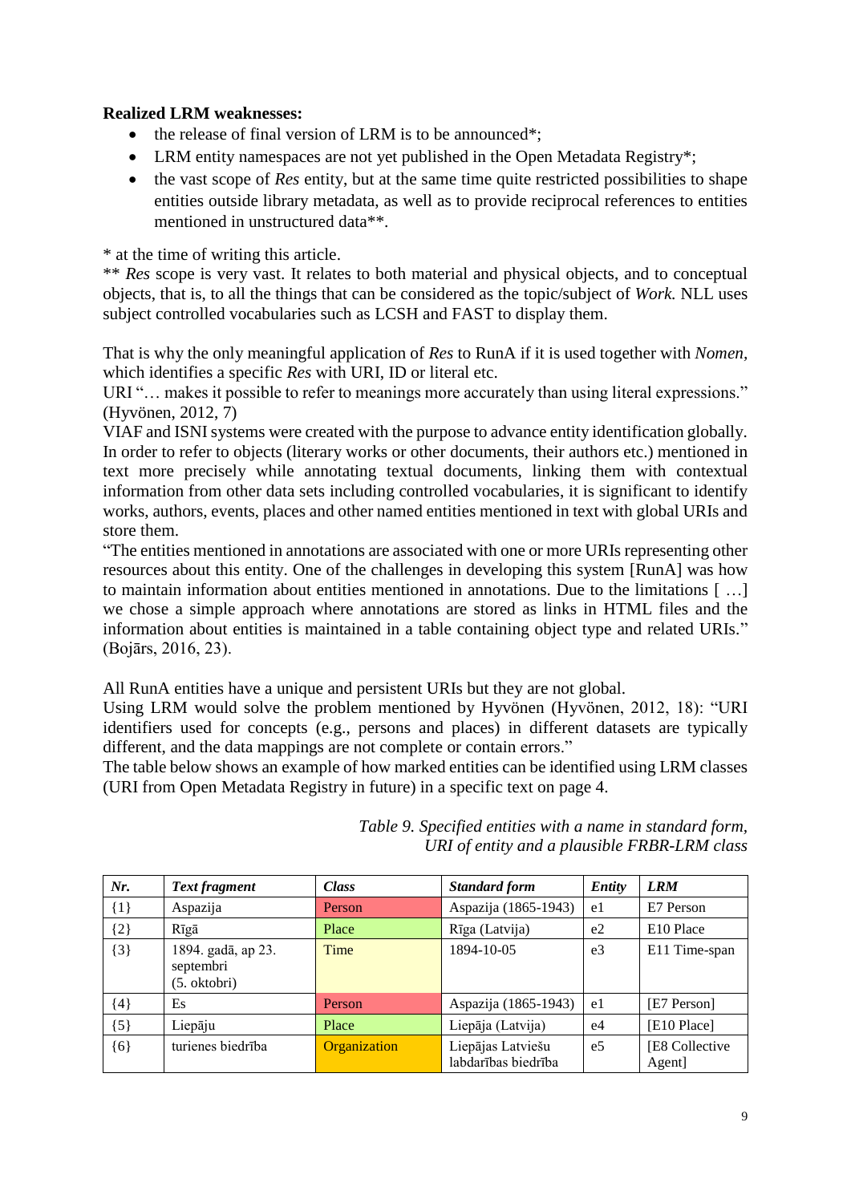**Realized LRM weaknesses:**

- the release of final version of LRM is to be announced*;
- LRM entity namespaces are not yet published in the Open Metadata Registry*;
- the vast scope of *Res* entity, but at the same time quite restricted possibilities to shape entities outside library metadata, as well as to provide reciprocal references to entities mentioned in unstructured data**.

\* at the time of writing this article.

** *Res* scope is very vast. It relates to both material and physical objects, and to conceptual objects, that is, to all the things that can be considered as the topic/subject of *Work.* NLL uses subject controlled vocabularies such as LCSH and FAST to display them.

That is why the only meaningful application of *Res* to RunA if it is used together with *Nomen*, which identifies a specific *Res* with URI, ID or literal etc.

URI "… makes it possible to refer to meanings more accurately than using literal expressions." (Hyvönen, 2012, 7)

VIAF and ISNI systems were created with the purpose to advance entity identification globally. In order to refer to objects (literary works or other documents, their authors etc.) mentioned in text more precisely while annotating textual documents, linking them with contextual information from other data sets including controlled vocabularies, it is significant to identify works, authors, events, places and other named entities mentioned in text with global URIs and store them.

"The entities mentioned in annotations are associated with one or more URIs representing other resources about this entity. One of the challenges in developing this system [RunA] was how to maintain information about entities mentioned in annotations. Due to the limitations [ …] we chose a simple approach where annotations are stored as links in HTML files and the information about entities is maintained in a table containing object type and related URIs." (Bojārs, 2016, 23).

All RunA entities have a unique and persistent URIs but they are not global.

Using LRM would solve the problem mentioned by Hyvönen (Hyvönen, 2012, 18): "URI identifiers used for concepts (e.g., persons and places) in different datasets are typically different, and the data mappings are not complete or contain errors."

The table below shows an example of how marked entities can be identified using LRM classes (URI from Open Metadata Registry in future) in a specific text on page 4.

*Table 9. Specified entities with a name in standard form, URI of entity and a plausible FRBR-LRM class*

| *Nr.* | *Text fragment* | *Class* | *Standard form* | *Entity* | *LRM* |
|---|---|---|---|---|---|
| {1} | Aspazija | Person | Aspazija (1865-1943) | e1 | E7 Person |
| {2} | Rīgā | Place | Rīga (Latvija) | e2 | E10 Place |
| {3} | 1894. gadā, ap 23. septembri (5. oktobri) | Time | 1894-10-05 | e3 | E11 Time-span |
| {4} | Es | Person | Aspazija (1865-1943) | e1 | [E7 Person] |
| {5} | Liepāju | Place | Liepāja (Latvija) | e4 | [E10 Place] |
| {6} | turienes biedrība | Organization | Liepājas Latviešu labdarības biedrība | e5 | [E8 Collective Agent] |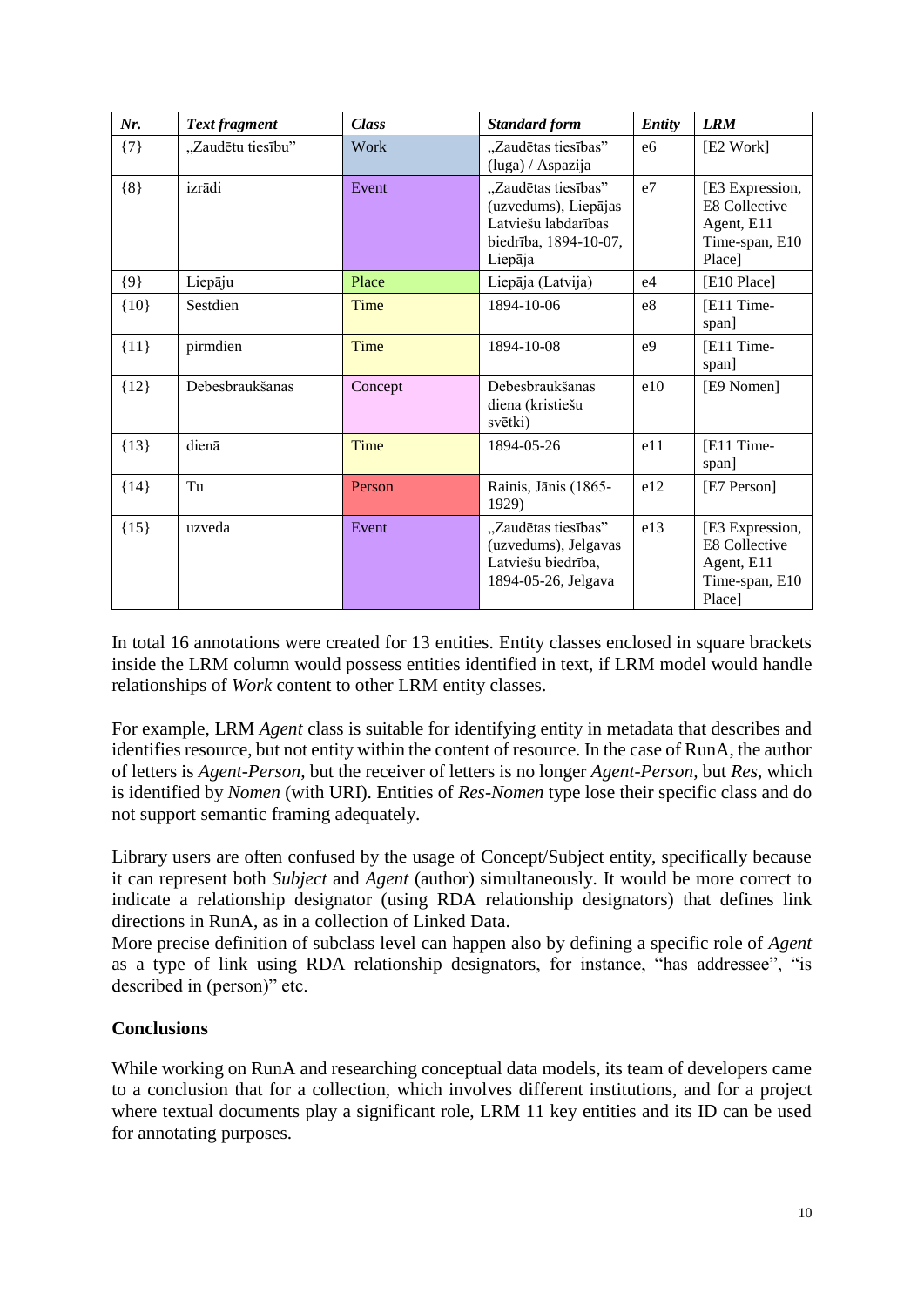| *Nr.* | *Text fragment* | *Class* | *Standard form* | *Entity* | *LRM* |
|---|---|---|---|---|---|
| {7} | „Zaudētu tiesību" | Work | „Zaudētas tiesības" (luga) / Aspazija | e6 | [E2 Work] |
| {8} | izrādi | Event | „Zaudētas tiesības" (uzvedums), Liepājas Latviešu labdarības biedrība, 1894-10-07, Liepāja | e7 | [E3 Expression, E8 Collective Agent, E11 Time-span, E10 Place] |
| {9} | Liepāju | Place | Liepāja (Latvija) | e4 | [E10 Place] |
| {10} | Sestdien | Time | 1894-10-06 | e8 | [E11 Time-span] |
| {11} | pirmdien | Time | 1894-10-08 | e9 | [E11 Time-span] |
| {12} | Debesbraukšanas | Concept | Debesbraukšanas diena (kristiešu svētki) | e10 | [E9 Nomen] |
| {13} | dienā | Time | 1894-05-26 | e11 | [E11 Time-span] |
| {14} | Tu | Person | Rainis, Jānis (1865-1929) | e12 | [E7 Person] |
| {15} | uzveda | Event | „Zaudētas tiesības" (uzvedums), Jelgavas Latviešu biedrība, 1894-05-26, Jelgava | e13 | [E3 Expression, E8 Collective Agent, E11 Time-span, E10 Place] |

In total 16 annotations were created for 13 entities. Entity classes enclosed in square brackets inside the LRM column would possess entities identified in text, if LRM model would handle relationships of *Work* content to other LRM entity classes.

For example, LRM *Agent* class is suitable for identifying entity in metadata that describes and identifies resource, but not entity within the content of resource. In the case of RunA, the author of letters is *Agent-Person,* but the receiver of letters is no longer *Agent-Person,* but *Res*, which is identified by *Nomen* (with URI). Entities of *Res-Nomen* type lose their specific class and do not support semantic framing adequately.

Library users are often confused by the usage of Concept/Subject entity, specifically because it can represent both *Subject* and *Agent* (author) simultaneously. It would be more correct to indicate a relationship designator (using RDA relationship designators) that defines link directions in RunA, as in a collection of Linked Data.
More precise definition of subclass level can happen also by defining a specific role of *Agent* as a type of link using RDA relationship designators, for instance, "has addressee", "is described in (person)" etc.

**Conclusions**

While working on RunA and researching conceptual data models, its team of developers came to a conclusion that for a collection, which involves different institutions, and for a project where textual documents play a significant role, LRM 11 key entities and its ID can be used for annotating purposes.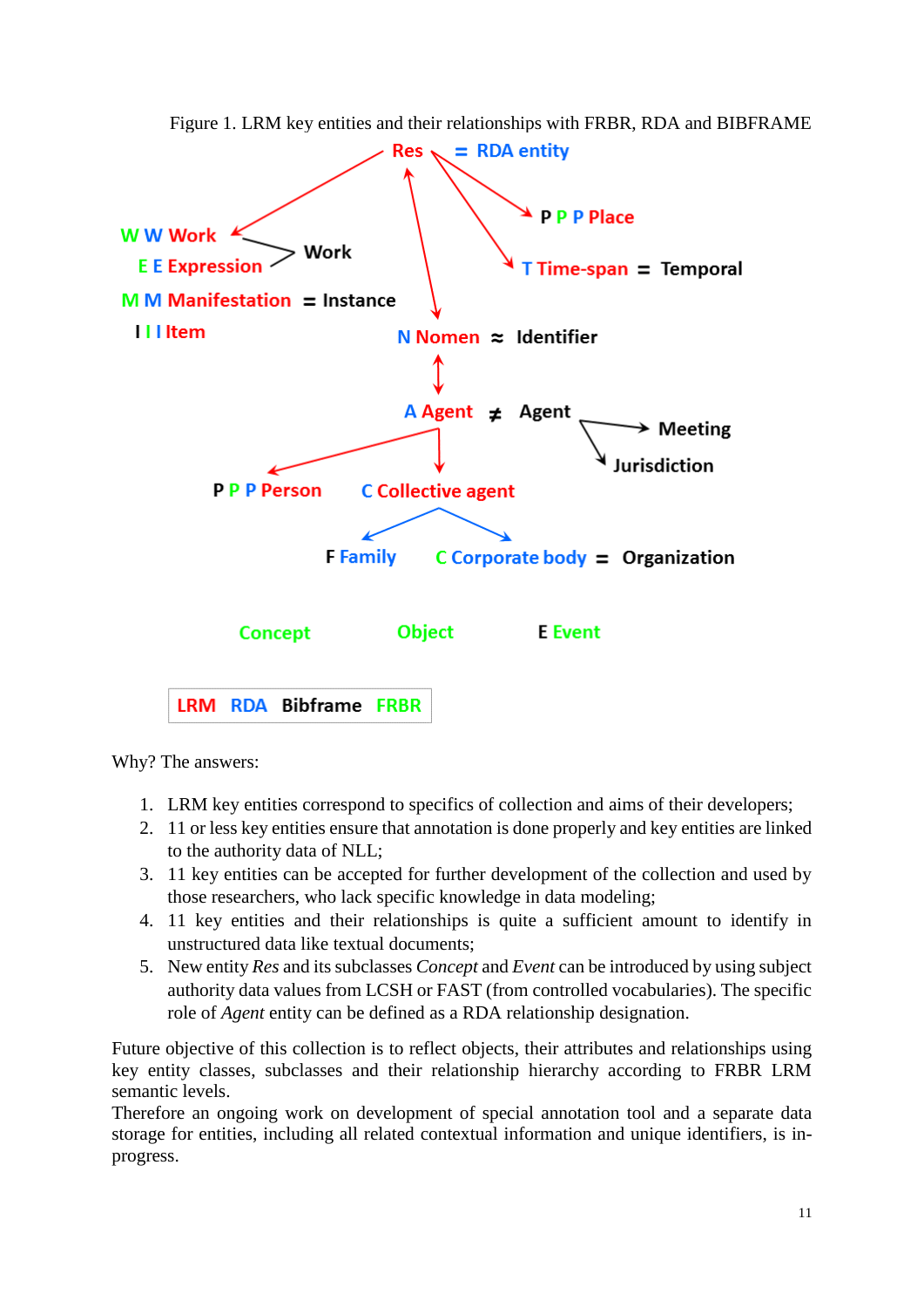Figure 1. LRM key entities and their relationships with FRBR, RDA and BIBFRAME

Res = RDA entity

W W Work
E E Expression → Work
M M Manifestation = Instance
I I Item

P P P Place
T Time-span = Temporal

N Nomen ≈ Identifier

A Agent ≠ Agent → Meeting, Jurisdiction

P P P Person
C Collective agent

F Family
C Corporate body = Organization

Concept    Object    E Event

LRM  RDA  Bibframe  FRBR

Why? The answers:

1. LRM key entities correspond to specifics of collection and aims of their developers;
2. 11 or less key entities ensure that annotation is done properly and key entities are linked to the authority data of NLL;
3. 11 key entities can be accepted for further development of the collection and used by those researchers, who lack specific knowledge in data modeling;
4. 11 key entities and their relationships is quite a sufficient amount to identify in unstructured data like textual documents;
5. New entity *Res* and its subclasses *Concept* and *Event* can be introduced by using subject authority data values from LCSH or FAST (from controlled vocabularies). The specific role of *Agent* entity can be defined as a RDA relationship designation.

Future objective of this collection is to reflect objects, their attributes and relationships using key entity classes, subclasses and their relationship hierarchy according to FRBR LRM semantic levels.
Therefore an ongoing work on development of special annotation tool and a separate data storage for entities, including all related contextual information and unique identifiers, is in-progress.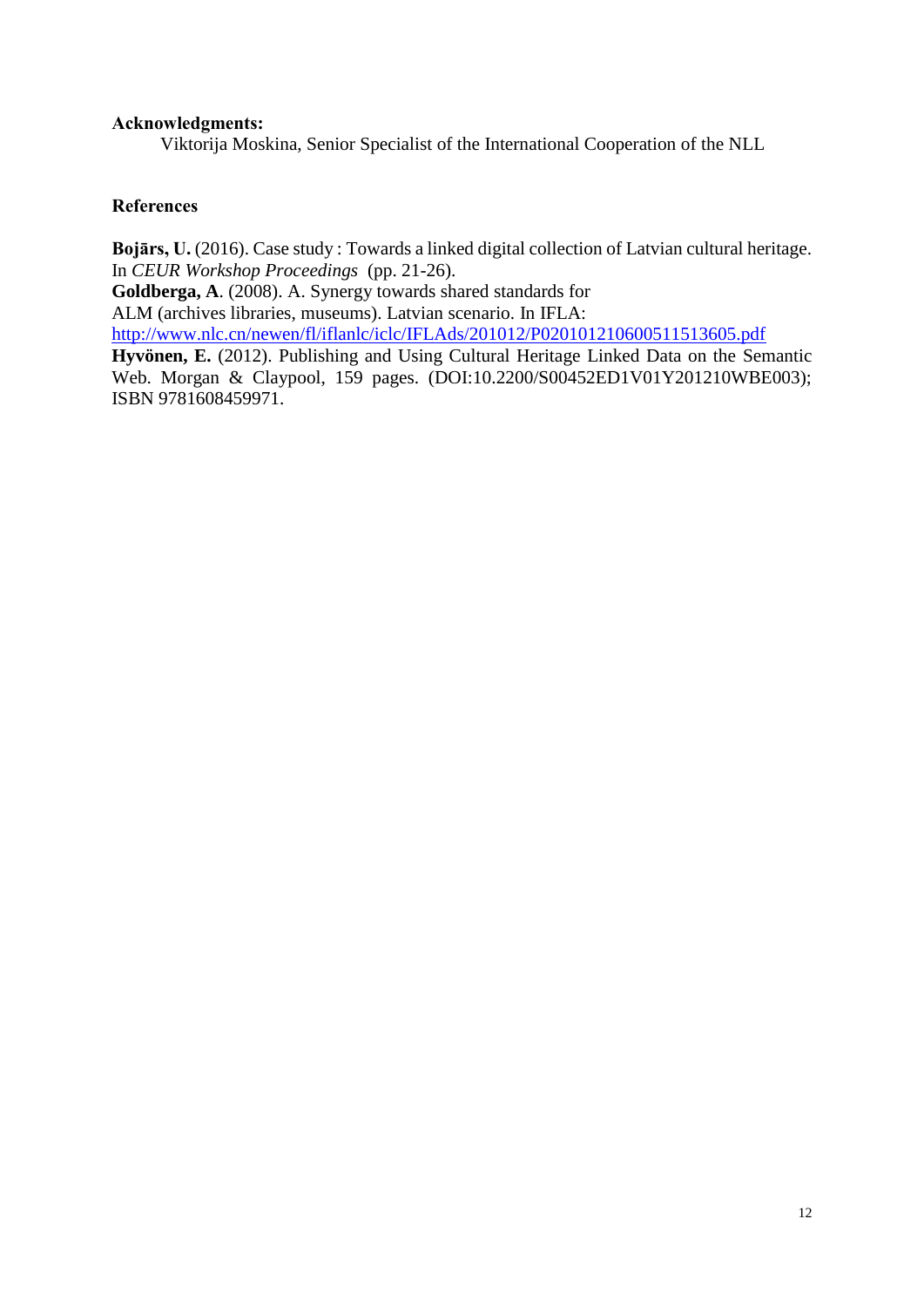**Acknowledgments:**

Viktorija Moskina, Senior Specialist of the International Cooperation of the NLL

**References**

**Bojārs, U.** (2016). Case study : Towards a linked digital collection of Latvian cultural heritage. In *CEUR Workshop Proceedings* (pp. 21-26).

**Goldberga, A**. (2008). A. Synergy towards shared standards for ALM (archives libraries, museums). Latvian scenario. In IFLA: http://www.nlc.cn/newen/fl/iflanlc/iclc/IFLAds/201012/P020101210600511513605.pdf

**Hyvönen, E.** (2012). Publishing and Using Cultural Heritage Linked Data on the Semantic Web. Morgan & Claypool, 159 pages. (DOI:10.2200/S00452ED1V01Y201210WBE003); ISBN 9781608459971.